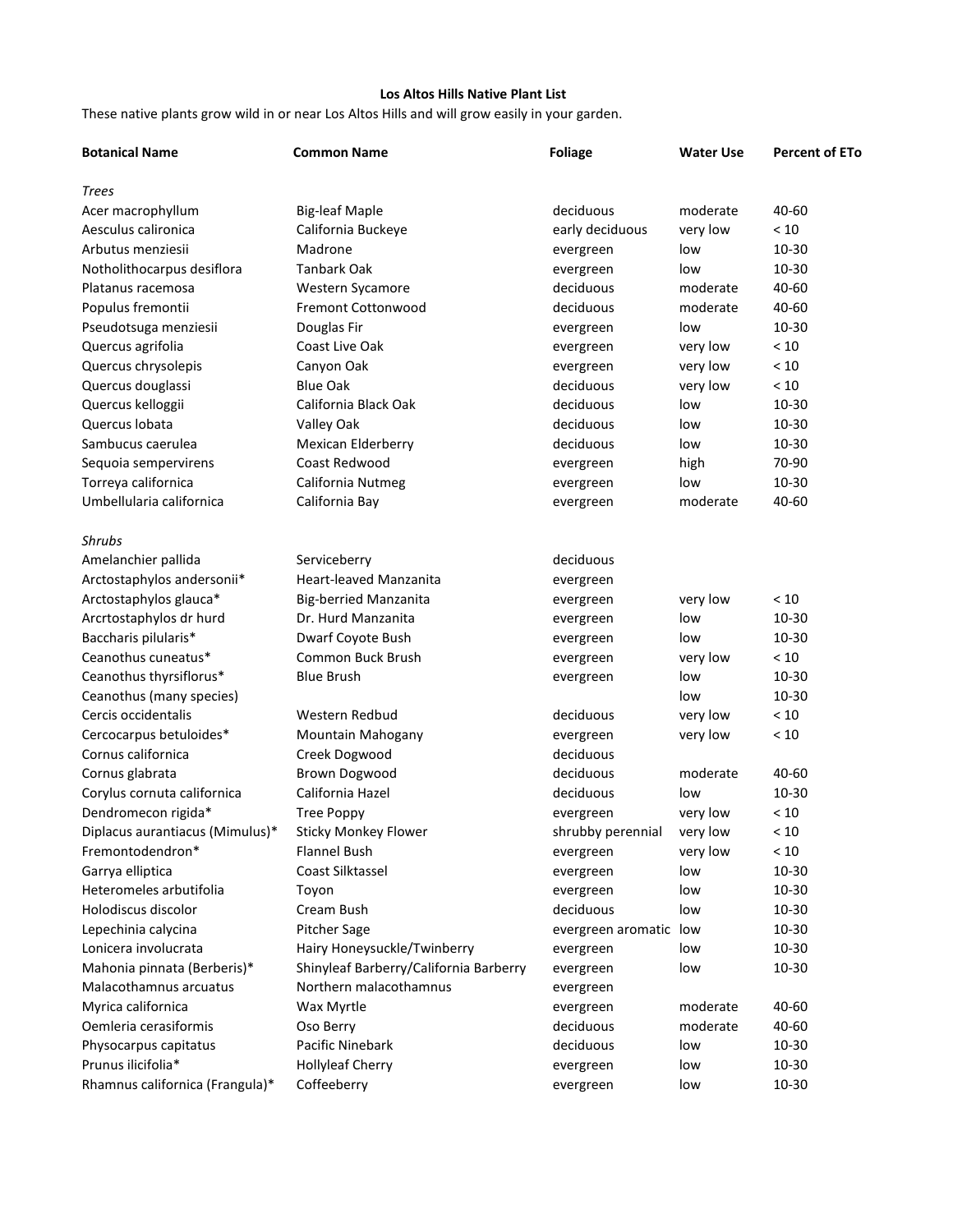**Los Altos Hills Native Plant List**

These native plants grow wild in or near Los Altos Hills and will grow easily in your garden.

| Botanical Name | Common Name | Foliage | Water Use | Percent of ETo |
|---|---|---|---|---|
| *Trees* | | | | |
| Acer macrophyllum | Big-leaf Maple | deciduous | moderate | 40-60 |
| Aesculus calironica | California Buckeye | early deciduous | very low | < 10 |
| Arbutus menziesii | Madrone | evergreen | low | 10-30 |
| Notholithocarpus desiflora | Tanbark Oak | evergreen | low | 10-30 |
| Platanus racemosa | Western Sycamore | deciduous | moderate | 40-60 |
| Populus fremontii | Fremont Cottonwood | deciduous | moderate | 40-60 |
| Pseudotsuga menziesii | Douglas Fir | evergreen | low | 10-30 |
| Quercus agrifolia | Coast Live Oak | evergreen | very low | < 10 |
| Quercus chrysolepis | Canyon Oak | evergreen | very low | < 10 |
| Quercus douglassi | Blue Oak | deciduous | very low | < 10 |
| Quercus kelloggii | California Black Oak | deciduous | low | 10-30 |
| Quercus lobata | Valley Oak | deciduous | low | 10-30 |
| Sambucus caerulea | Mexican Elderberry | deciduous | low | 10-30 |
| Sequoia sempervirens | Coast Redwood | evergreen | high | 70-90 |
| Torreya californica | California Nutmeg | evergreen | low | 10-30 |
| Umbellularia californica | California Bay | evergreen | moderate | 40-60 |
| *Shrubs* | | | | |
| Amelanchier pallida | Serviceberry | deciduous | | |
| Arctostaphylos andersonii* | Heart-leaved Manzanita | evergreen | | |
| Arctostaphylos glauca* | Big-berried Manzanita | evergreen | very low | < 10 |
| Arcrtostaphylos dr hurd | Dr. Hurd Manzanita | evergreen | low | 10-30 |
| Baccharis pilularis* | Dwarf Coyote Bush | evergreen | low | 10-30 |
| Ceanothus cuneatus* | Common Buck Brush | evergreen | very low | < 10 |
| Ceanothus thyrsiflorus* | Blue Brush | evergreen | low | 10-30 |
| Ceanothus (many species) | | | low | 10-30 |
| Cercis occidentalis | Western Redbud | deciduous | very low | < 10 |
| Cercocarpus betuloides* | Mountain Mahogany | evergreen | very low | < 10 |
| Cornus californica | Creek Dogwood | deciduous | | |
| Cornus glabrata | Brown Dogwood | deciduous | moderate | 40-60 |
| Corylus cornuta californica | California Hazel | deciduous | low | 10-30 |
| Dendromecon rigida* | Tree Poppy | evergreen | very low | < 10 |
| Diplacus aurantiacus (Mimulus)* | Sticky Monkey Flower | shrubby perennial | very low | < 10 |
| Fremontodendron* | Flannel Bush | evergreen | very low | < 10 |
| Garrya elliptica | Coast Silktassel | evergreen | low | 10-30 |
| Heteromeles arbutifolia | Toyon | evergreen | low | 10-30 |
| Holodiscus discolor | Cream Bush | deciduous | low | 10-30 |
| Lepechinia calycina | Pitcher Sage | evergreen aromatic | low | 10-30 |
| Lonicera involucrata | Hairy Honeysuckle/Twinberry | evergreen | low | 10-30 |
| Mahonia pinnata (Berberis)* | Shinyleaf Barberry/California Barberry | evergreen | low | 10-30 |
| Malacothamnus arcuatus | Northern malacothamnus | evergreen | | |
| Myrica californica | Wax Myrtle | evergreen | moderate | 40-60 |
| Oemleria cerasiformis | Oso Berry | deciduous | moderate | 40-60 |
| Physocarpus capitatus | Pacific Ninebark | deciduous | low | 10-30 |
| Prunus ilicifolia* | Hollyleaf Cherry | evergreen | low | 10-30 |
| Rhamnus californica (Frangula)* | Coffeeberry | evergreen | low | 10-30 |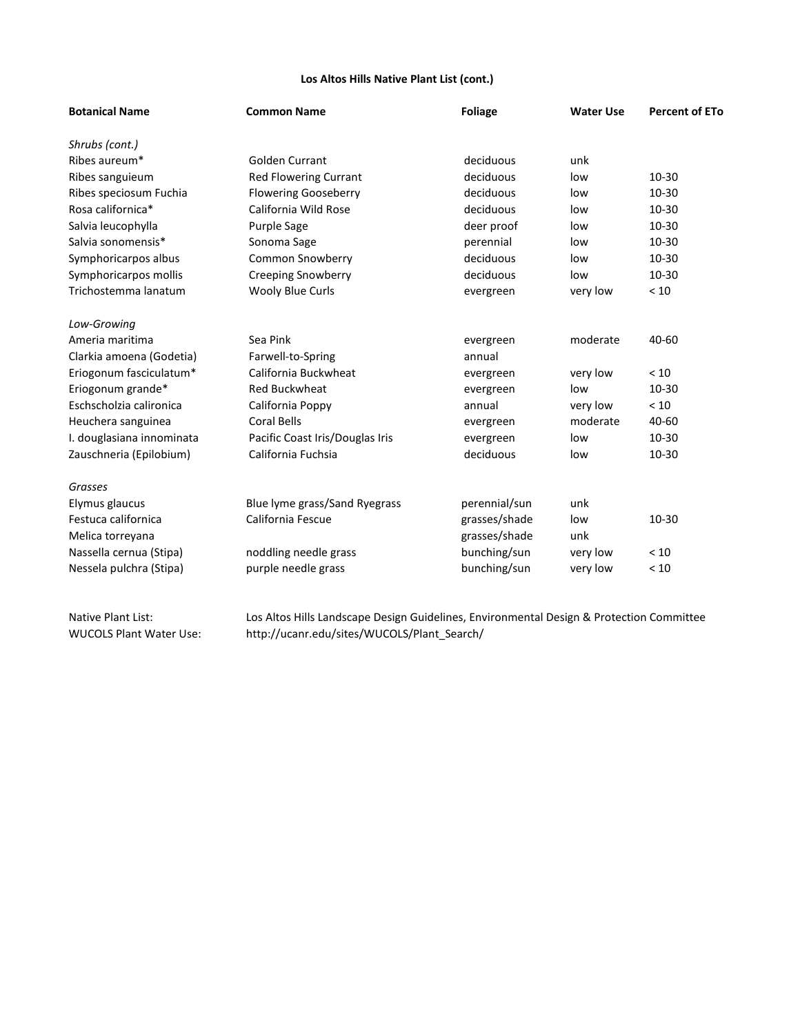## Los Altos Hills Native Plant List (cont.)

| Botanical Name | Common Name | Foliage | Water Use | Percent of ETo |
|---|---|---|---|---|
| *Shrubs (cont.)* | | | | |
| Ribes aureum* | Golden Currant | deciduous | unk | |
| Ribes sanguieum | Red Flowering Currant | deciduous | low | 10-30 |
| Ribes speciosum Fuchia | Flowering Gooseberry | deciduous | low | 10-30 |
| Rosa californica* | California Wild Rose | deciduous | low | 10-30 |
| Salvia leucophylla | Purple Sage | deer proof | low | 10-30 |
| Salvia sonomensis* | Sonoma Sage | perennial | low | 10-30 |
| Symphoricarpos albus | Common Snowberry | deciduous | low | 10-30 |
| Symphoricarpos mollis | Creeping Snowberry | deciduous | low | 10-30 |
| Trichostemma lanatum | Wooly Blue Curls | evergreen | very low | < 10 |
| *Low-Growing* | | | | |
| Ameria maritima | Sea Pink | evergreen | moderate | 40-60 |
| Clarkia amoena (Godetia) | Farwell-to-Spring | annual | | |
| Eriogonum fasciculatum* | California Buckwheat | evergreen | very low | < 10 |
| Eriogonum grande* | Red Buckwheat | evergreen | low | 10-30 |
| Eschscholzia calironica | California Poppy | annual | very low | < 10 |
| Heuchera sanguinea | Coral Bells | evergreen | moderate | 40-60 |
| I. douglasiana innominata | Pacific Coast Iris/Douglas Iris | evergreen | low | 10-30 |
| Zauschneria (Epilobium) | California Fuchsia | deciduous | low | 10-30 |
| *Grasses* | | | | |
| Elymus glaucus | Blue lyme grass/Sand Ryegrass | perennial/sun | unk | |
| Festuca californica | California Fescue | grasses/shade | low | 10-30 |
| Melica torreyana | | grasses/shade | unk | |
| Nassella cernua (Stipa) | noddling needle grass | bunching/sun | very low | < 10 |
| Nessela pulchra (Stipa) | purple needle grass | bunching/sun | very low | < 10 |

Native Plant List: Los Altos Hills Landscape Design Guidelines, Environmental Design & Protection Committee

WUCOLS Plant Water Use: http://ucanr.edu/sites/WUCOLS/Plant_Search/